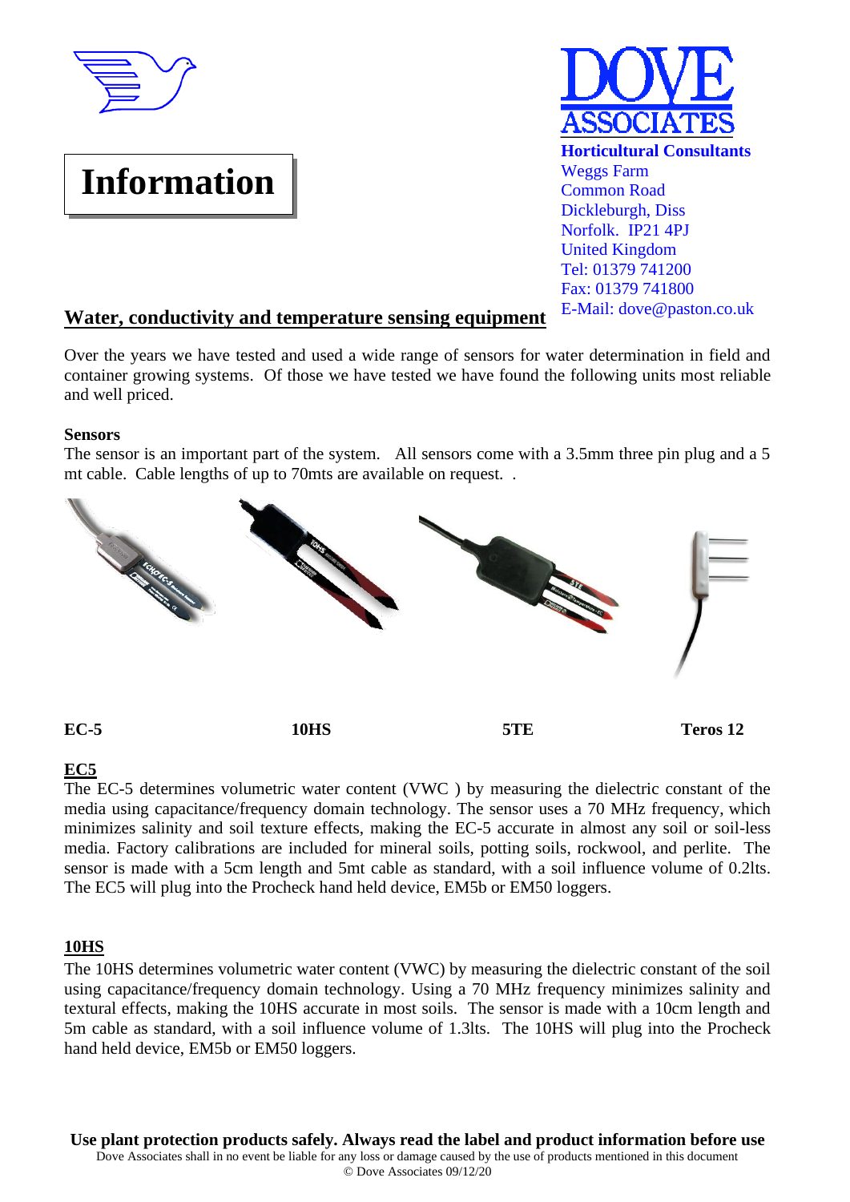# Information

**DOVE ASSOCIATES**

**Horticultural Consultants**
Weggs Farm
Common Road
Dickleburgh, Diss
Norfolk. IP21 4PJ
United Kingdom
Tel: 01379 741200
Fax: 01379 741800
E-Mail: dove@paston.co.uk

## Water, conductivity and temperature sensing equipment

Over the years we have tested and used a wide range of sensors for water determination in field and container growing systems. Of those we have tested we have found the following units most reliable and well priced.

**Sensors**
The sensor is an important part of the system. All sensors come with a 3.5mm three pin plug and a 5 mt cable. Cable lengths of up to 70mts are available on request. .

**EC-5** **10HS** **5TE** **Teros 12**

### EC5

The EC-5 determines volumetric water content (VWC ) by measuring the dielectric constant of the media using capacitance/frequency domain technology. The sensor uses a 70 MHz frequency, which minimizes salinity and soil texture effects, making the EC-5 accurate in almost any soil or soil-less media. Factory calibrations are included for mineral soils, potting soils, rockwool, and perlite. The sensor is made with a 5cm length and 5mt cable as standard, with a soil influence volume of 0.2lts. The EC5 will plug into the Procheck hand held device, EM5b or EM50 loggers.

### 10HS

The 10HS determines volumetric water content (VWC) by measuring the dielectric constant of the soil using capacitance/frequency domain technology. Using a 70 MHz frequency minimizes salinity and textural effects, making the 10HS accurate in most soils. The sensor is made with a 10cm length and 5m cable as standard, with a soil influence volume of 1.3lts. The 10HS will plug into the Procheck hand held device, EM5b or EM50 loggers.

**Use plant protection products safely. Always read the label and product information before use**
Dove Associates shall in no event be liable for any loss or damage caused by the use of products mentioned in this document
© Dove Associates 09/12/20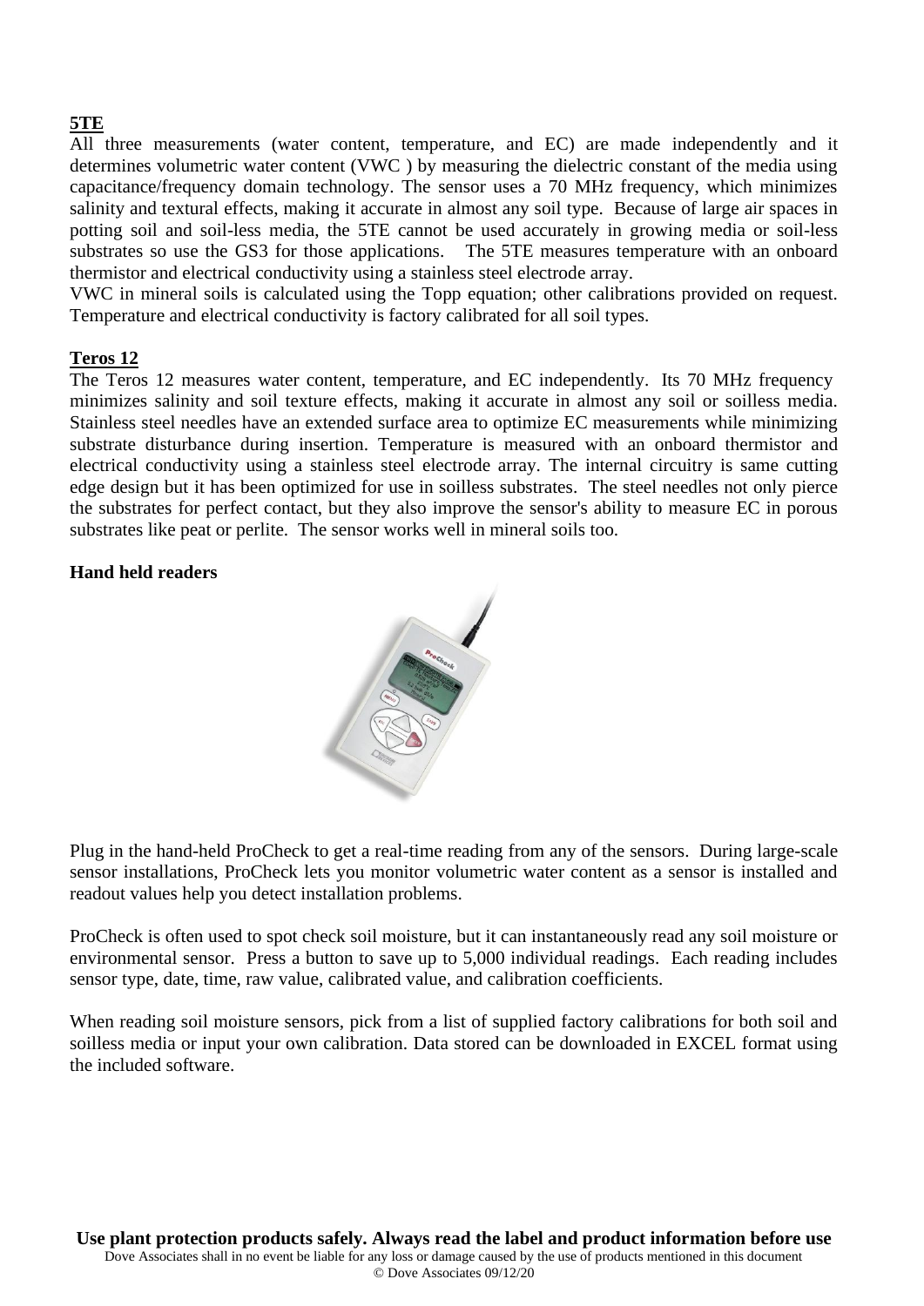**5TE**

All three measurements (water content, temperature, and EC) are made independently and it determines volumetric water content (VWC ) by measuring the dielectric constant of the media using capacitance/frequency domain technology. The sensor uses a 70 MHz frequency, which minimizes salinity and textural effects, making it accurate in almost any soil type. Because of large air spaces in potting soil and soil-less media, the 5TE cannot be used accurately in growing media or soil-less substrates so use the GS3 for those applications. The 5TE measures temperature with an onboard thermistor and electrical conductivity using a stainless steel electrode array.

VWC in mineral soils is calculated using the Topp equation; other calibrations provided on request. Temperature and electrical conductivity is factory calibrated for all soil types.

**Teros 12**

The Teros 12 measures water content, temperature, and EC independently. Its 70 MHz frequency minimizes salinity and soil texture effects, making it accurate in almost any soil or soilless media. Stainless steel needles have an extended surface area to optimize EC measurements while minimizing substrate disturbance during insertion. Temperature is measured with an onboard thermistor and electrical conductivity using a stainless steel electrode array. The internal circuitry is same cutting edge design but it has been optimized for use in soilless substrates. The steel needles not only pierce the substrates for perfect contact, but they also improve the sensor's ability to measure EC in porous substrates like peat or perlite. The sensor works well in mineral soils too.

**Hand held readers**

Plug in the hand-held ProCheck to get a real-time reading from any of the sensors. During large-scale sensor installations, ProCheck lets you monitor volumetric water content as a sensor is installed and readout values help you detect installation problems.

ProCheck is often used to spot check soil moisture, but it can instantaneously read any soil moisture or environmental sensor. Press a button to save up to 5,000 individual readings. Each reading includes sensor type, date, time, raw value, calibrated value, and calibration coefficients.

When reading soil moisture sensors, pick from a list of supplied factory calibrations for both soil and soilless media or input your own calibration. Data stored can be downloaded in EXCEL format using the included software.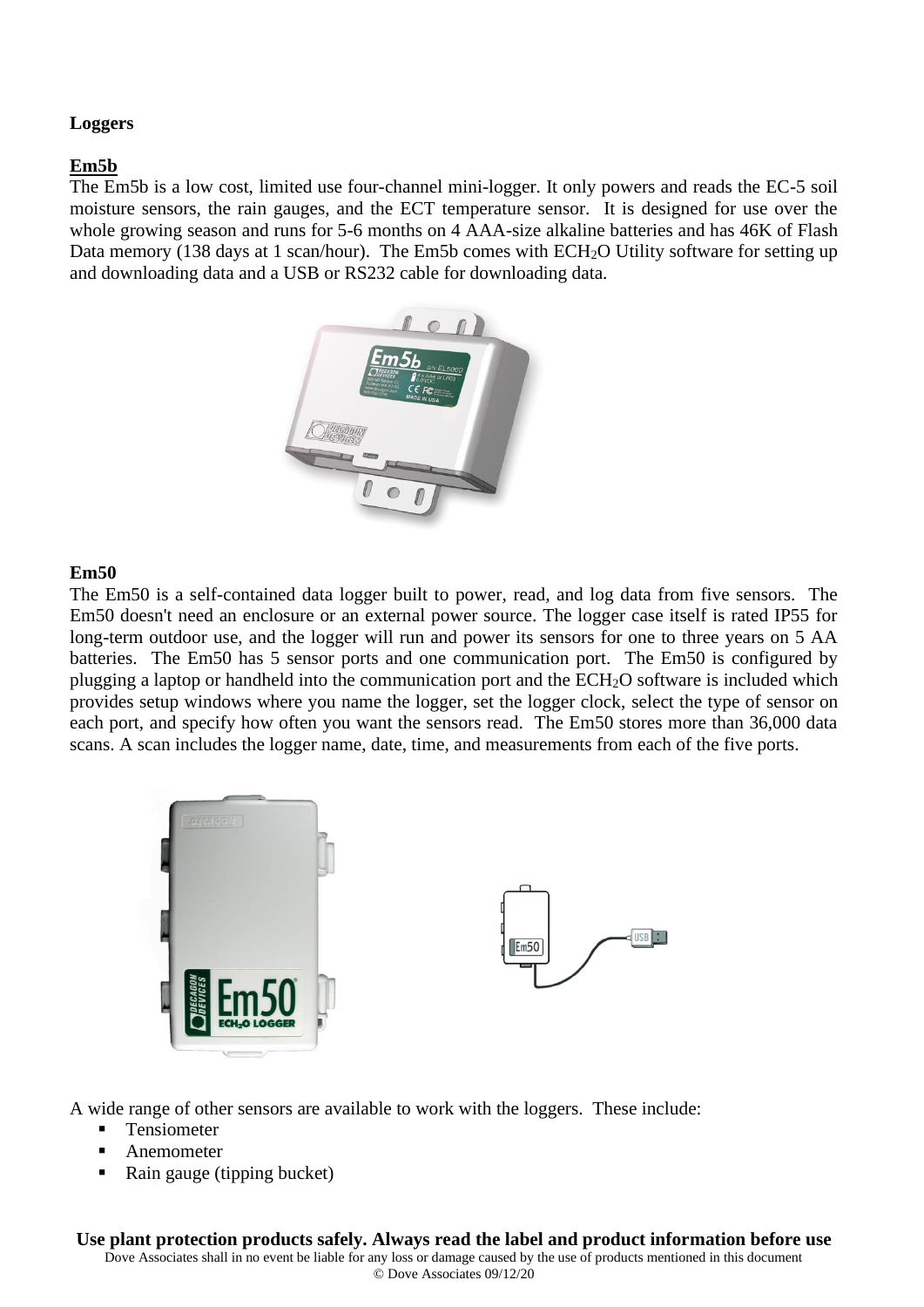**Loggers**

**Em5b**

The Em5b is a low cost, limited use four-channel mini-logger. It only powers and reads the EC-5 soil moisture sensors, the rain gauges, and the ECT temperature sensor. It is designed for use over the whole growing season and runs for 5-6 months on 4 AAA-size alkaline batteries and has 46K of Flash Data memory (138 days at 1 scan/hour). The Em5b comes with $ECH_2O$ Utility software for setting up and downloading data and a USB or RS232 cable for downloading data.

**Em50**

The Em50 is a self-contained data logger built to power, read, and log data from five sensors. The Em50 doesn't need an enclosure or an external power source. The logger case itself is rated IP55 for long-term outdoor use, and the logger will run and power its sensors for one to three years on 5 AA batteries. The Em50 has 5 sensor ports and one communication port. The Em50 is configured by plugging a laptop or handheld into the communication port and the $ECH_2O$ software is included which provides setup windows where you name the logger, set the logger clock, select the type of sensor on each port, and specify how often you want the sensors read. The Em50 stores more than 36,000 data scans. A scan includes the logger name, date, time, and measurements from each of the five ports.

A wide range of other sensors are available to work with the loggers. These include:

- Tensiometer
- Anemometer
- Rain gauge (tipping bucket)

**Use plant protection products safely. Always read the label and product information before use**

Dove Associates shall in no event be liable for any loss or damage caused by the use of products mentioned in this document

© Dove Associates 09/12/20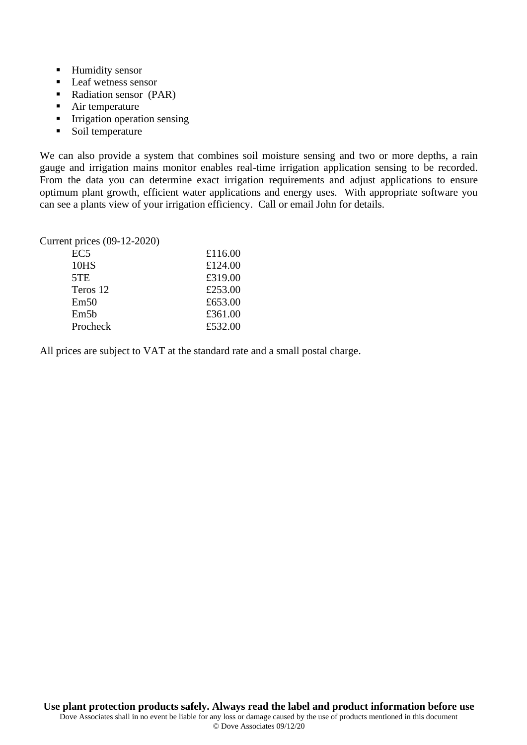- Humidity sensor
- Leaf wetness sensor
- Radiation sensor (PAR)
- Air temperature
- Irrigation operation sensing
- Soil temperature

We can also provide a system that combines soil moisture sensing and two or more depths, a rain gauge and irrigation mains monitor enables real-time irrigation application sensing to be recorded. From the data you can determine exact irrigation requirements and adjust applications to ensure optimum plant growth, efficient water applications and energy uses. With appropriate software you can see a plants view of your irrigation efficiency. Call or email John for details.

Current prices (09-12-2020)

| | |
|---|---|
| EC5 | £116.00 |
| 10HS | £124.00 |
| 5TE | £319.00 |
| Teros 12 | £253.00 |
| Em50 | £653.00 |
| Em5b | £361.00 |
| Procheck | £532.00 |

All prices are subject to VAT at the standard rate and a small postal charge.

**Use plant protection products safely. Always read the label and product information before use**

Dove Associates shall in no event be liable for any loss or damage caused by the use of products mentioned in this document

© Dove Associates 09/12/20